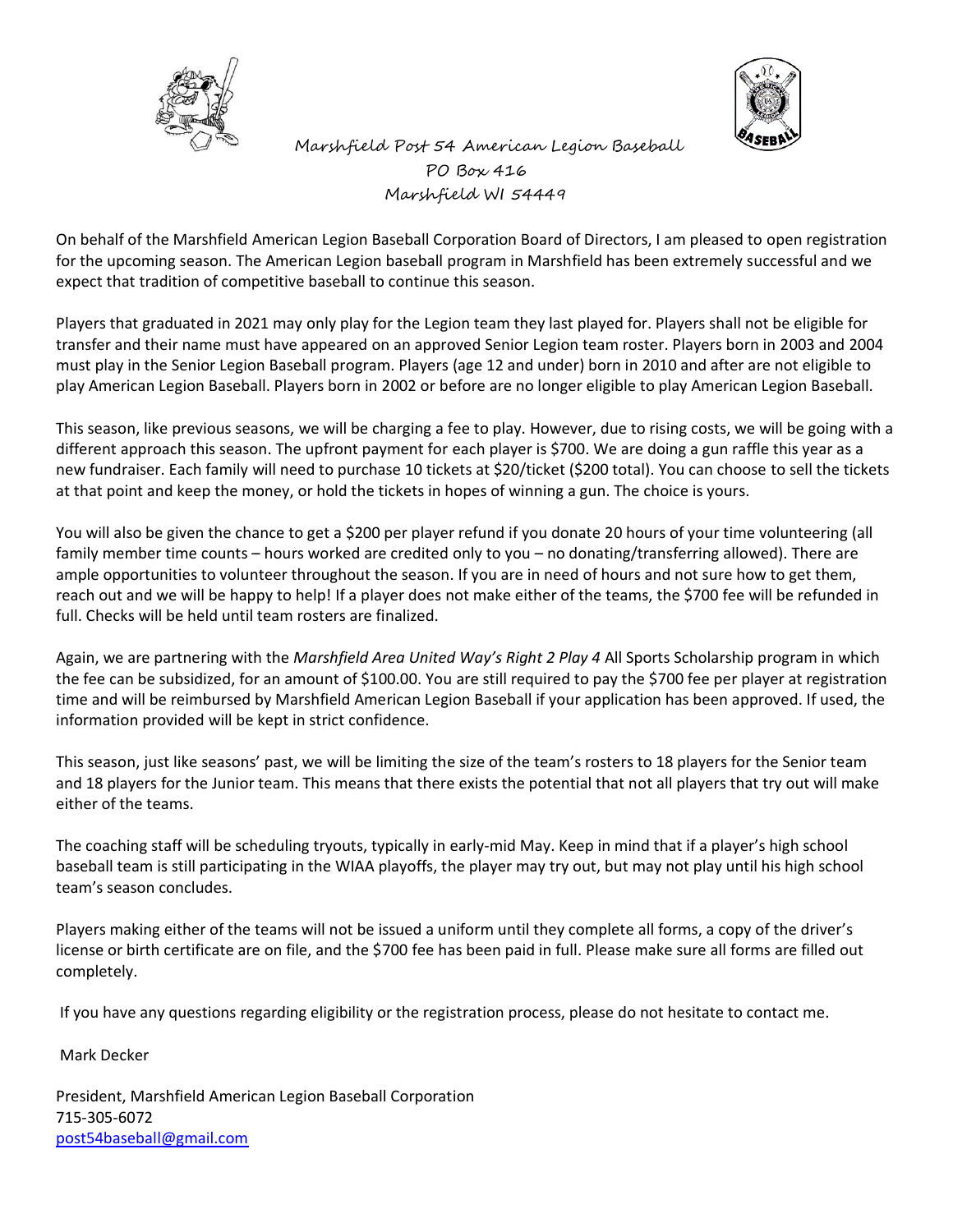Marshfield Post 54 American Legion Baseball
PO Box 416
Marshfield WI 54449

On behalf of the Marshfield American Legion Baseball Corporation Board of Directors, I am pleased to open registration for the upcoming season. The American Legion baseball program in Marshfield has been extremely successful and we expect that tradition of competitive baseball to continue this season.

Players that graduated in 2021 may only play for the Legion team they last played for. Players shall not be eligible for transfer and their name must have appeared on an approved Senior Legion team roster. Players born in 2003 and 2004 must play in the Senior Legion Baseball program. Players (age 12 and under) born in 2010 and after are not eligible to play American Legion Baseball. Players born in 2002 or before are no longer eligible to play American Legion Baseball.

This season, like previous seasons, we will be charging a fee to play. However, due to rising costs, we will be going with a different approach this season. The upfront payment for each player is $700. We are doing a gun raffle this year as a new fundraiser. Each family will need to purchase 10 tickets at $20/ticket ($200 total). You can choose to sell the tickets at that point and keep the money, or hold the tickets in hopes of winning a gun. The choice is yours.

You will also be given the chance to get a $200 per player refund if you donate 20 hours of your time volunteering (all family member time counts – hours worked are credited only to you – no donating/transferring allowed). There are ample opportunities to volunteer throughout the season. If you are in need of hours and not sure how to get them, reach out and we will be happy to help! If a player does not make either of the teams, the $700 fee will be refunded in full. Checks will be held until team rosters are finalized.

Again, we are partnering with the *Marshfield Area United Way's Right 2 Play 4* All Sports Scholarship program in which the fee can be subsidized, for an amount of $100.00. You are still required to pay the $700 fee per player at registration time and will be reimbursed by Marshfield American Legion Baseball if your application has been approved. If used, the information provided will be kept in strict confidence.

This season, just like seasons' past, we will be limiting the size of the team's rosters to 18 players for the Senior team and 18 players for the Junior team. This means that there exists the potential that not all players that try out will make either of the teams.

The coaching staff will be scheduling tryouts, typically in early-mid May. Keep in mind that if a player's high school baseball team is still participating in the WIAA playoffs, the player may try out, but may not play until his high school team's season concludes.

Players making either of the teams will not be issued a uniform until they complete all forms, a copy of the driver's license or birth certificate are on file, and the $700 fee has been paid in full. Please make sure all forms are filled out completely.

If you have any questions regarding eligibility or the registration process, please do not hesitate to contact me.

Mark Decker

President, Marshfield American Legion Baseball Corporation
715-305-6072
post54baseball@gmail.com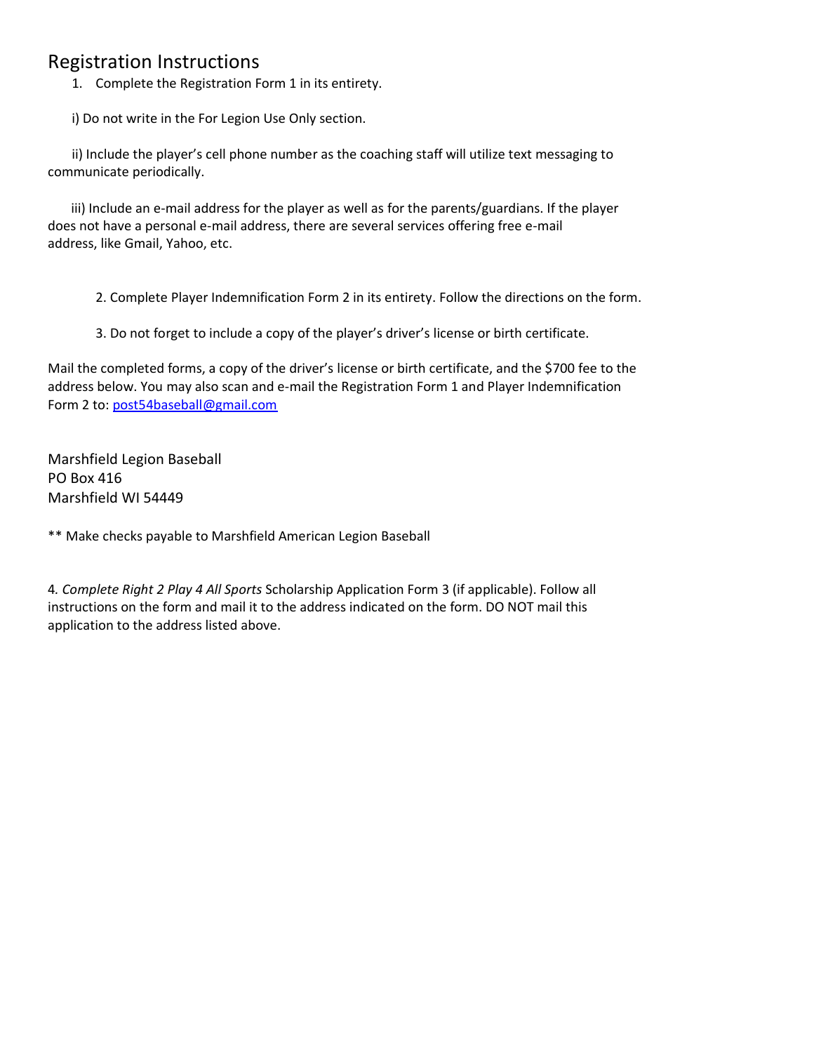# Registration Instructions

1. Complete the Registration Form 1 in its entirety.

   i) Do not write in the For Legion Use Only section.

   ii) Include the player's cell phone number as the coaching staff will utilize text messaging to communicate periodically.

   iii) Include an e-mail address for the player as well as for the parents/guardians. If the player does not have a personal e-mail address, there are several services offering free e-mail address, like Gmail, Yahoo, etc.

2. Complete Player Indemnification Form 2 in its entirety. Follow the directions on the form.

3. Do not forget to include a copy of the player's driver's license or birth certificate.

Mail the completed forms, a copy of the driver's license or birth certificate, and the $700 fee to the address below. You may also scan and e-mail the Registration Form 1 and Player Indemnification Form 2 to: post54baseball@gmail.com

Marshfield Legion Baseball
PO Box 416
Marshfield WI 54449

** Make checks payable to Marshfield American Legion Baseball

4. *Complete Right 2 Play 4 All Sports* Scholarship Application Form 3 (if applicable). Follow all instructions on the form and mail it to the address indicated on the form. DO NOT mail this application to the address listed above.